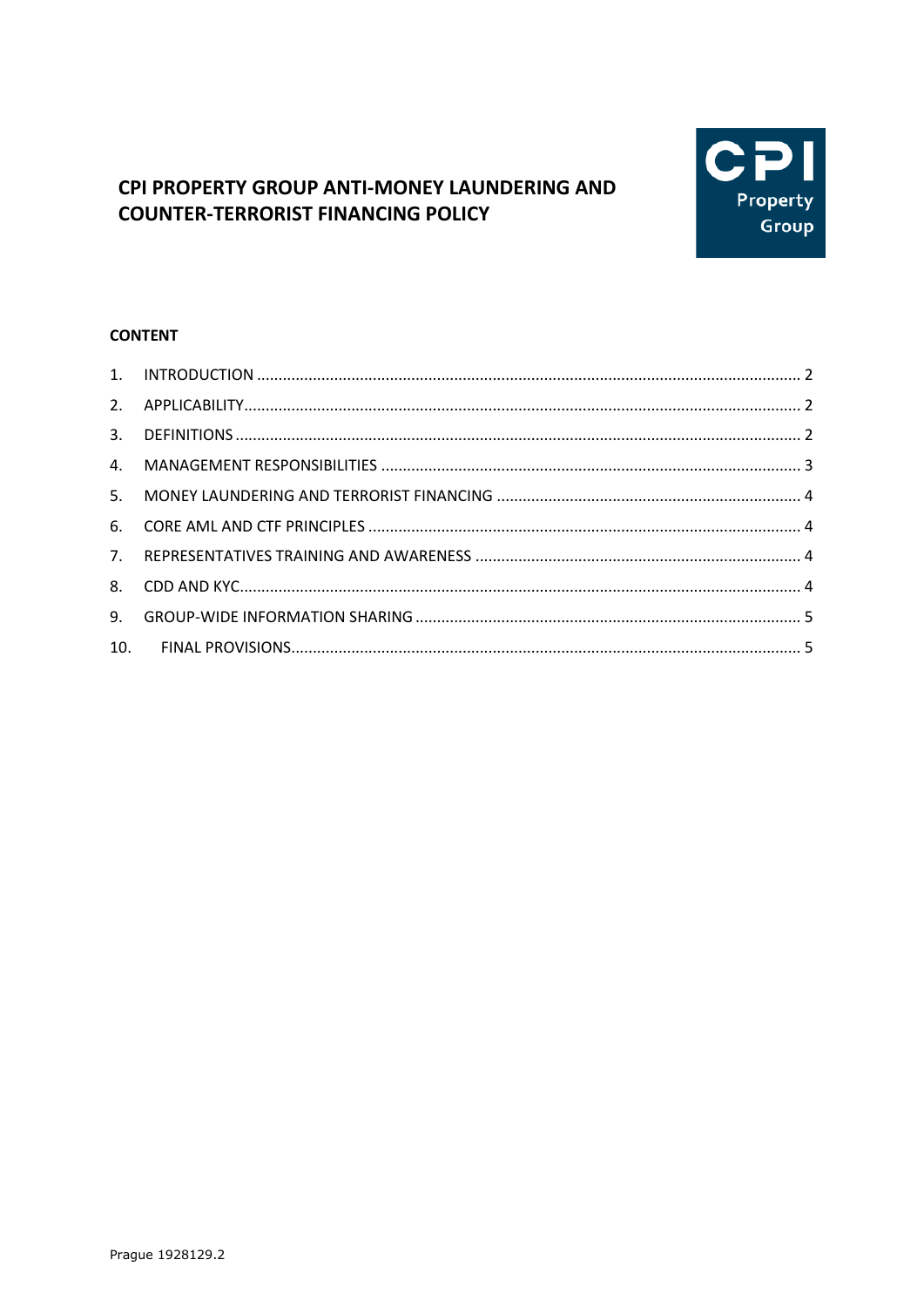# CPI PROPERTY GROUP ANTI-MONEY LAUNDERING AND COUNTER-TERRORIST FINANCING POLICY

**CONTENT**

1. INTRODUCTION ........ 2
2. APPLICABILITY ........ 2
3. DEFINITIONS ........ 2
4. MANAGEMENT RESPONSIBILITIES ........ 3
5. MONEY LAUNDERING AND TERRORIST FINANCING ........ 4
6. CORE AML AND CTF PRINCIPLES ........ 4
7. REPRESENTATIVES TRAINING AND AWARENESS ........ 4
8. CDD AND KYC ........ 4
9. GROUP-WIDE INFORMATION SHARING ........ 5
10. FINAL PROVISIONS ........ 5

Prague 1928129.2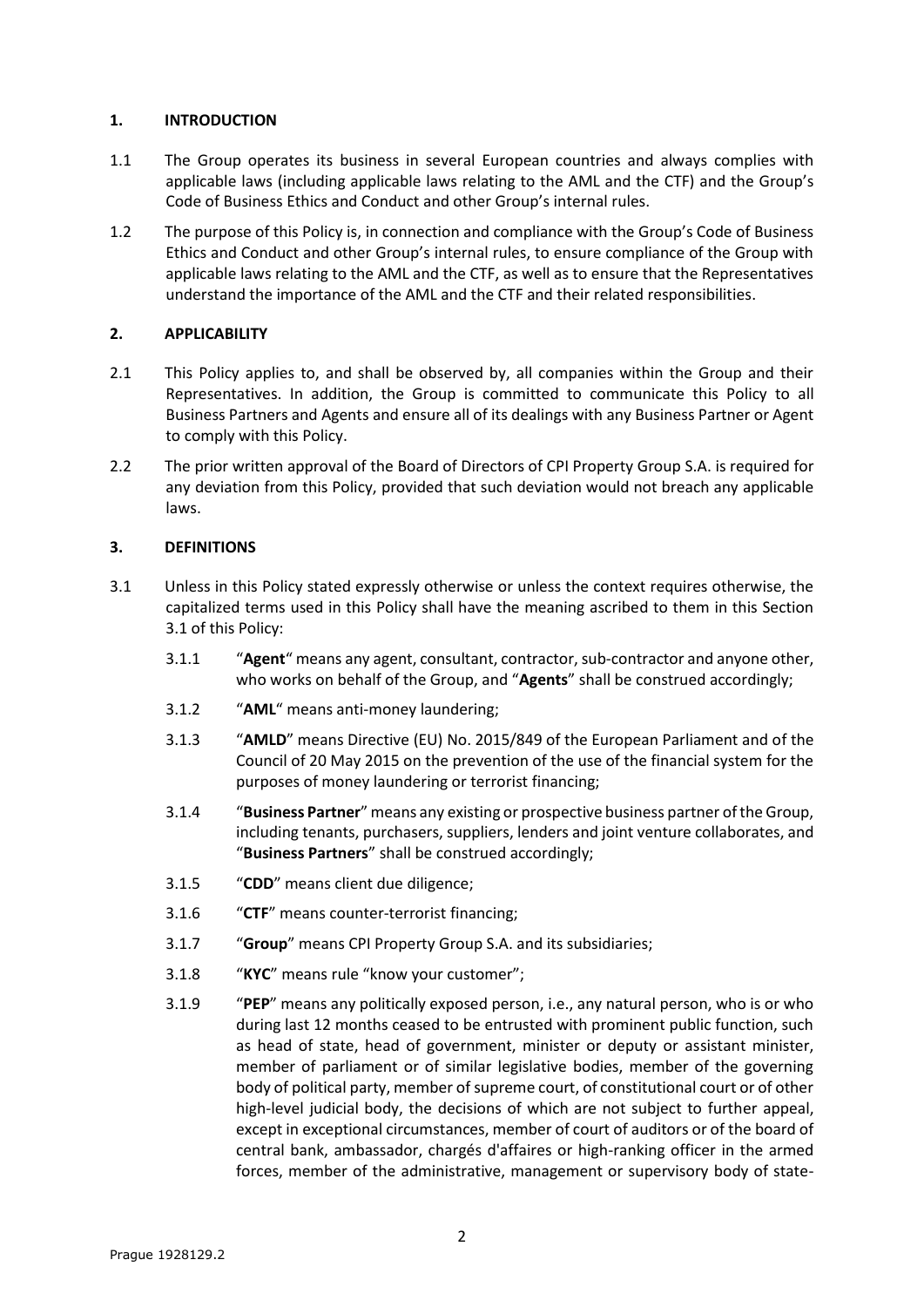## 1. INTRODUCTION

1.1 The Group operates its business in several European countries and always complies with applicable laws (including applicable laws relating to the AML and the CTF) and the Group's Code of Business Ethics and Conduct and other Group's internal rules.

1.2 The purpose of this Policy is, in connection and compliance with the Group's Code of Business Ethics and Conduct and other Group's internal rules, to ensure compliance of the Group with applicable laws relating to the AML and the CTF, as well as to ensure that the Representatives understand the importance of the AML and the CTF and their related responsibilities.

## 2. APPLICABILITY

2.1 This Policy applies to, and shall be observed by, all companies within the Group and their Representatives. In addition, the Group is committed to communicate this Policy to all Business Partners and Agents and ensure all of its dealings with any Business Partner or Agent to comply with this Policy.

2.2 The prior written approval of the Board of Directors of CPI Property Group S.A. is required for any deviation from this Policy, provided that such deviation would not breach any applicable laws.

## 3. DEFINITIONS

3.1 Unless in this Policy stated expressly otherwise or unless the context requires otherwise, the capitalized terms used in this Policy shall have the meaning ascribed to them in this Section 3.1 of this Policy:

3.1.1 "**Agent**" means any agent, consultant, contractor, sub-contractor and anyone other, who works on behalf of the Group, and "**Agents**" shall be construed accordingly;

3.1.2 "**AML**" means anti-money laundering;

3.1.3 "**AMLD**" means Directive (EU) No. 2015/849 of the European Parliament and of the Council of 20 May 2015 on the prevention of the use of the financial system for the purposes of money laundering or terrorist financing;

3.1.4 "**Business Partner**" means any existing or prospective business partner of the Group, including tenants, purchasers, suppliers, lenders and joint venture collaborates, and "**Business Partners**" shall be construed accordingly;

3.1.5 "**CDD**" means client due diligence;

3.1.6 "**CTF**" means counter-terrorist financing;

3.1.7 "**Group**" means CPI Property Group S.A. and its subsidiaries;

3.1.8 "**KYC**" means rule "know your customer";

3.1.9 "**PEP**" means any politically exposed person, i.e., any natural person, who is or who during last 12 months ceased to be entrusted with prominent public function, such as head of state, head of government, minister or deputy or assistant minister, member of parliament or of similar legislative bodies, member of the governing body of political party, member of supreme court, of constitutional court or of other high-level judicial body, the decisions of which are not subject to further appeal, except in exceptional circumstances, member of court of auditors or of the board of central bank, ambassador, chargés d'affaires or high-ranking officer in the armed forces, member of the administrative, management or supervisory body of state-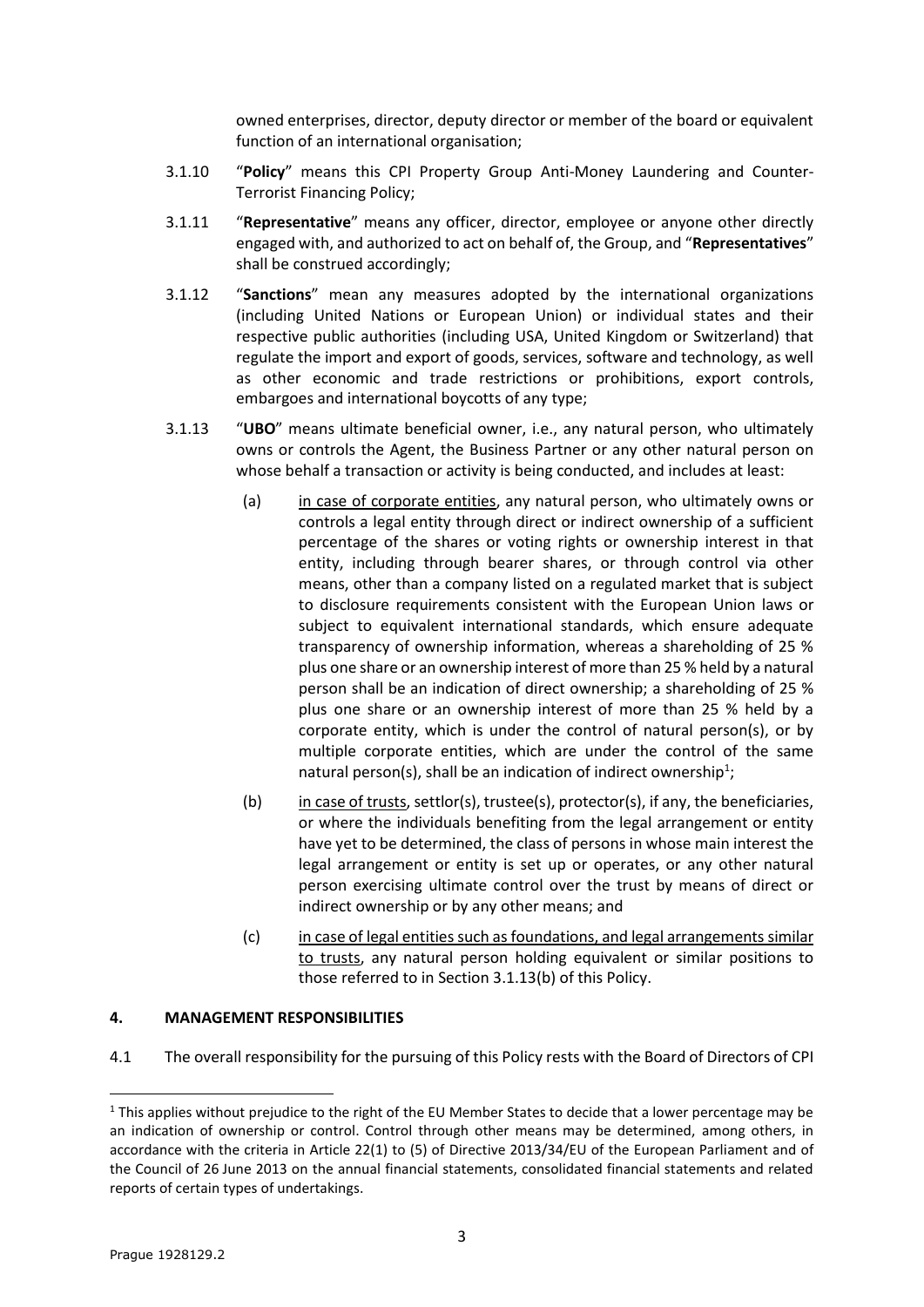owned enterprises, director, deputy director or member of the board or equivalent function of an international organisation;

3.1.10 "**Policy**" means this CPI Property Group Anti-Money Laundering and Counter-Terrorist Financing Policy;

3.1.11 "**Representative**" means any officer, director, employee or anyone other directly engaged with, and authorized to act on behalf of, the Group, and "**Representatives**" shall be construed accordingly;

3.1.12 "**Sanctions**" mean any measures adopted by the international organizations (including United Nations or European Union) or individual states and their respective public authorities (including USA, United Kingdom or Switzerland) that regulate the import and export of goods, services, software and technology, as well as other economic and trade restrictions or prohibitions, export controls, embargoes and international boycotts of any type;

3.1.13 "**UBO**" means ultimate beneficial owner, i.e., any natural person, who ultimately owns or controls the Agent, the Business Partner or any other natural person on whose behalf a transaction or activity is being conducted, and includes at least:

(a) in case of corporate entities, any natural person, who ultimately owns or controls a legal entity through direct or indirect ownership of a sufficient percentage of the shares or voting rights or ownership interest in that entity, including through bearer shares, or through control via other means, other than a company listed on a regulated market that is subject to disclosure requirements consistent with the European Union laws or subject to equivalent international standards, which ensure adequate transparency of ownership information, whereas a shareholding of 25 % plus one share or an ownership interest of more than 25 % held by a natural person shall be an indication of direct ownership; a shareholding of 25 % plus one share or an ownership interest of more than 25 % held by a corporate entity, which is under the control of natural person(s), or by multiple corporate entities, which are under the control of the same natural person(s), shall be an indication of indirect ownership[1];

(b) in case of trusts, settlor(s), trustee(s), protector(s), if any, the beneficiaries, or where the individuals benefiting from the legal arrangement or entity have yet to be determined, the class of persons in whose main interest the legal arrangement or entity is set up or operates, or any other natural person exercising ultimate control over the trust by means of direct or indirect ownership or by any other means; and

(c) in case of legal entities such as foundations, and legal arrangements similar to trusts, any natural person holding equivalent or similar positions to those referred to in Section 3.1.13(b) of this Policy.

## 4. MANAGEMENT RESPONSIBILITIES

4.1 The overall responsibility for the pursuing of this Policy rests with the Board of Directors of CPI

[1] This applies without prejudice to the right of the EU Member States to decide that a lower percentage may be an indication of ownership or control. Control through other means may be determined, among others, in accordance with the criteria in Article 22(1) to (5) of Directive 2013/34/EU of the European Parliament and of the Council of 26 June 2013 on the annual financial statements, consolidated financial statements and related reports of certain types of undertakings.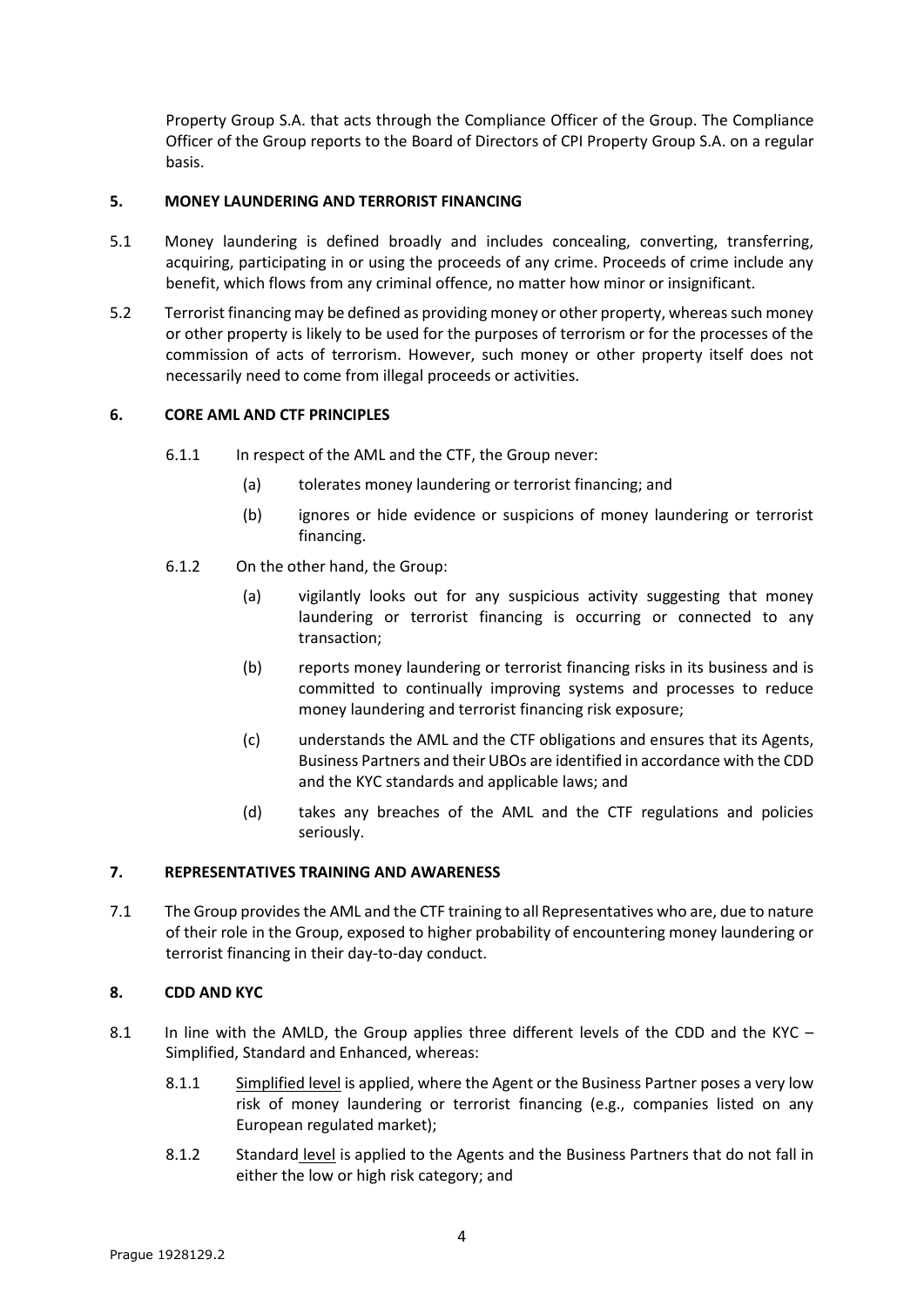Property Group S.A. that acts through the Compliance Officer of the Group. The Compliance Officer of the Group reports to the Board of Directors of CPI Property Group S.A. on a regular basis.

## 5. MONEY LAUNDERING AND TERRORIST FINANCING

5.1 Money laundering is defined broadly and includes concealing, converting, transferring, acquiring, participating in or using the proceeds of any crime. Proceeds of crime include any benefit, which flows from any criminal offence, no matter how minor or insignificant.

5.2 Terrorist financing may be defined as providing money or other property, whereas such money or other property is likely to be used for the purposes of terrorism or for the processes of the commission of acts of terrorism. However, such money or other property itself does not necessarily need to come from illegal proceeds or activities.

## 6. CORE AML AND CTF PRINCIPLES

6.1.1 In respect of the AML and the CTF, the Group never:

(a) tolerates money laundering or terrorist financing; and

(b) ignores or hide evidence or suspicions of money laundering or terrorist financing.

6.1.2 On the other hand, the Group:

(a) vigilantly looks out for any suspicious activity suggesting that money laundering or terrorist financing is occurring or connected to any transaction;

(b) reports money laundering or terrorist financing risks in its business and is committed to continually improving systems and processes to reduce money laundering and terrorist financing risk exposure;

(c) understands the AML and the CTF obligations and ensures that its Agents, Business Partners and their UBOs are identified in accordance with the CDD and the KYC standards and applicable laws; and

(d) takes any breaches of the AML and the CTF regulations and policies seriously.

## 7. REPRESENTATIVES TRAINING AND AWARENESS

7.1 The Group provides the AML and the CTF training to all Representatives who are, due to nature of their role in the Group, exposed to higher probability of encountering money laundering or terrorist financing in their day-to-day conduct.

## 8. CDD AND KYC

8.1 In line with the AMLD, the Group applies three different levels of the CDD and the KYC – Simplified, Standard and Enhanced, whereas:

8.1.1 Simplified level is applied, where the Agent or the Business Partner poses a very low risk of money laundering or terrorist financing (e.g., companies listed on any European regulated market);

8.1.2 Standard level is applied to the Agents and the Business Partners that do not fall in either the low or high risk category; and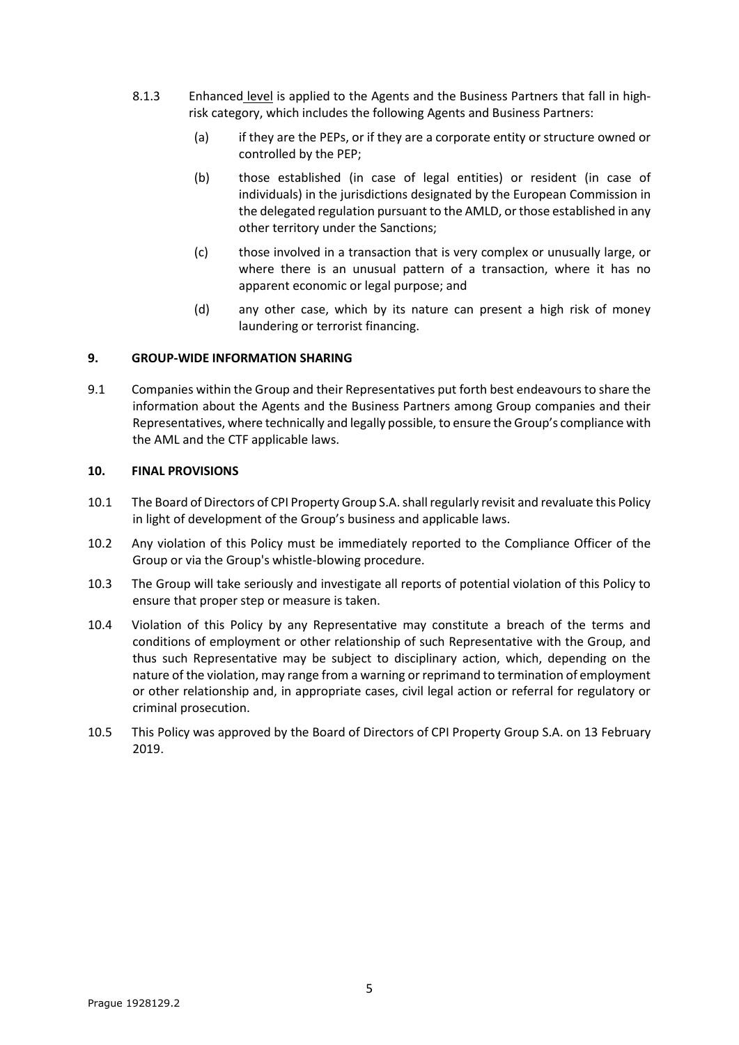8.1.3 Enhanced level is applied to the Agents and the Business Partners that fall in high-risk category, which includes the following Agents and Business Partners:

(a) if they are the PEPs, or if they are a corporate entity or structure owned or controlled by the PEP;

(b) those established (in case of legal entities) or resident (in case of individuals) in the jurisdictions designated by the European Commission in the delegated regulation pursuant to the AMLD, or those established in any other territory under the Sanctions;

(c) those involved in a transaction that is very complex or unusually large, or where there is an unusual pattern of a transaction, where it has no apparent economic or legal purpose; and

(d) any other case, which by its nature can present a high risk of money laundering or terrorist financing.

## 9. GROUP-WIDE INFORMATION SHARING

9.1 Companies within the Group and their Representatives put forth best endeavours to share the information about the Agents and the Business Partners among Group companies and their Representatives, where technically and legally possible, to ensure the Group's compliance with the AML and the CTF applicable laws.

## 10. FINAL PROVISIONS

10.1 The Board of Directors of CPI Property Group S.A. shall regularly revisit and revaluate this Policy in light of development of the Group's business and applicable laws.

10.2 Any violation of this Policy must be immediately reported to the Compliance Officer of the Group or via the Group's whistle-blowing procedure.

10.3 The Group will take seriously and investigate all reports of potential violation of this Policy to ensure that proper step or measure is taken.

10.4 Violation of this Policy by any Representative may constitute a breach of the terms and conditions of employment or other relationship of such Representative with the Group, and thus such Representative may be subject to disciplinary action, which, depending on the nature of the violation, may range from a warning or reprimand to termination of employment or other relationship and, in appropriate cases, civil legal action or referral for regulatory or criminal prosecution.

10.5 This Policy was approved by the Board of Directors of CPI Property Group S.A. on 13 February 2019.